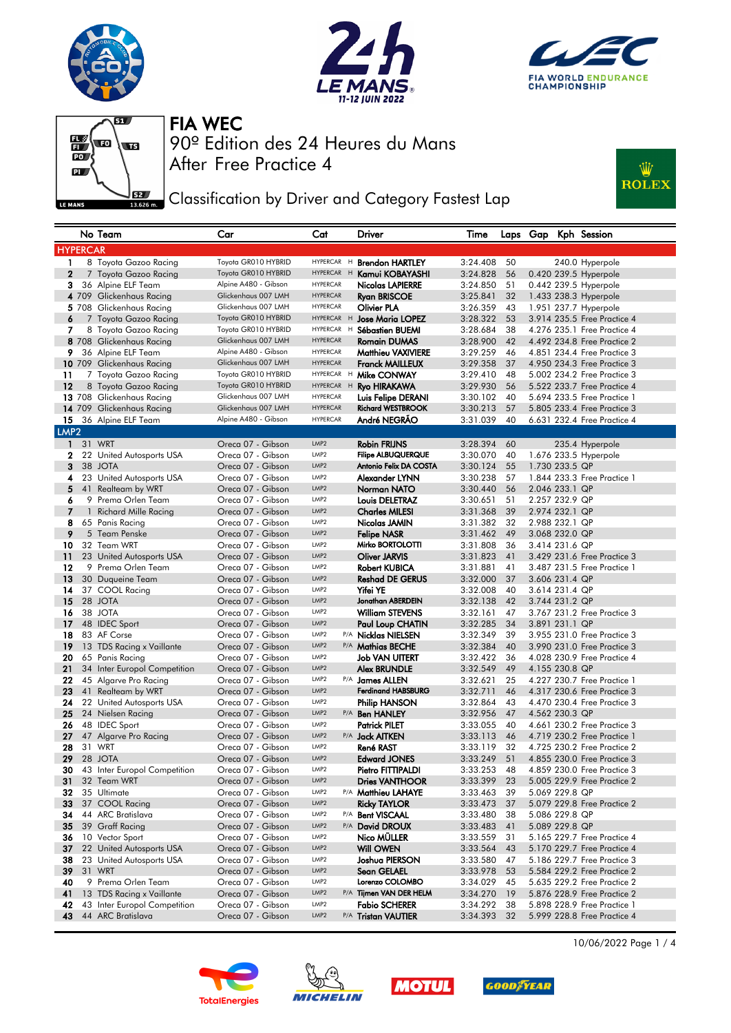# FIA WEC

## 90º Edition des 24 Heures du Mans

## After Free Practice 4

## Classification by Driver and Category Fastest Lap

| No | Team | Car | Cat | | Driver | Time | Laps | Gap | Kph | Session |
|---|---|---|---|---|---|---|---|---|---|---|
| **HYPERCAR** | | | | | | | | | | |
| 1 | 8 Toyota Gazoo Racing | Toyota GR010 HYBRID | HYPERCAR | H | Brendon HARTLEY | 3:24.408 | 50 | | 240.0 | Hyperpole |
| 2 | 7 Toyota Gazoo Racing | Toyota GR010 HYBRID | HYPERCAR | H | Kamui KOBAYASHI | 3:24.828 | 56 | 0.420 | 239.5 | Hyperpole |
| 3 | 36 Alpine ELF Team | Alpine A480 - Gibson | HYPERCAR | | Nicolas LAPIERRE | 3:24.850 | 51 | 0.442 | 239.5 | Hyperpole |
| 4 | 709 Glickenhaus Racing | Glickenhaus 007 LMH | HYPERCAR | | Ryan BRISCOE | 3:25.841 | 32 | 1.433 | 238.3 | Hyperpole |
| 5 | 708 Glickenhaus Racing | Glickenhaus 007 LMH | HYPERCAR | | Olivier PLA | 3:26.359 | 43 | 1.951 | 237.7 | Hyperpole |
| 6 | 7 Toyota Gazoo Racing | Toyota GR010 HYBRID | HYPERCAR | H | Jose Maria LOPEZ | 3:28.322 | 53 | 3.914 | 235.5 | Free Practice 4 |
| 7 | 8 Toyota Gazoo Racing | Toyota GR010 HYBRID | HYPERCAR | H | Sébastien BUEMI | 3:28.684 | 38 | 4.276 | 235.1 | Free Practice 4 |
| 8 | 708 Glickenhaus Racing | Glickenhaus 007 LMH | HYPERCAR | | Romain DUMAS | 3:28.900 | 42 | 4.492 | 234.8 | Free Practice 2 |
| 9 | 36 Alpine ELF Team | Alpine A480 - Gibson | HYPERCAR | | Matthieu VAXIVIERE | 3:29.259 | 46 | 4.851 | 234.4 | Free Practice 3 |
| 10 | 709 Glickenhaus Racing | Glickenhaus 007 LMH | HYPERCAR | | Franck MAILLEUX | 3:29.358 | 37 | 4.950 | 234.3 | Free Practice 3 |
| 11 | 7 Toyota Gazoo Racing | Toyota GR010 HYBRID | HYPERCAR | H | Mike CONWAY | 3:29.410 | 48 | 5.002 | 234.2 | Free Practice 3 |
| 12 | 8 Toyota Gazoo Racing | Toyota GR010 HYBRID | HYPERCAR | H | Ryo HIRAKAWA | 3:29.930 | 56 | 5.522 | 233.7 | Free Practice 4 |
| 13 | 708 Glickenhaus Racing | Glickenhaus 007 LMH | HYPERCAR | | Luis Felipe DERANI | 3:30.102 | 40 | 5.694 | 233.5 | Free Practice 1 |
| 14 | 709 Glickenhaus Racing | Glickenhaus 007 LMH | HYPERCAR | | Richard WESTBROOK | 3:30.213 | 57 | 5.805 | 233.4 | Free Practice 3 |
| 15 | 36 Alpine ELF Team | Alpine A480 - Gibson | HYPERCAR | | André NEGRÃO | 3:31.039 | 40 | 6.631 | 232.4 | Free Practice 4 |
| **LMP2** | | | | | | | | | | |
| 1 | 31 WRT | Oreca 07 - Gibson | LMP2 | | Robin FRIJNS | 3:28.394 | 60 | | 235.4 | Hyperpole |
| 2 | 22 United Autosports USA | Oreca 07 - Gibson | LMP2 | | Filipe ALBUQUERQUE | 3:30.070 | 40 | 1.676 | 233.5 | Hyperpole |
| 3 | 38 JOTA | Oreca 07 - Gibson | LMP2 | | Antonio Felix DA COSTA | 3:30.124 | 55 | 1.730 | 233.5 | QP |
| 4 | 23 United Autosports USA | Oreca 07 - Gibson | LMP2 | | Alexander LYNN | 3:30.238 | 57 | 1.844 | 233.3 | Free Practice 1 |
| 5 | 41 Realteam by WRT | Oreca 07 - Gibson | LMP2 | | Norman NATO | 3:30.440 | 56 | 2.046 | 233.1 | QP |
| 6 | 9 Prema Orlen Team | Oreca 07 - Gibson | LMP2 | | Louis DELETRAZ | 3:30.651 | 51 | 2.257 | 232.9 | QP |
| 7 | 1 Richard Mille Racing | Oreca 07 - Gibson | LMP2 | | Charles MILESI | 3:31.368 | 39 | 2.974 | 232.1 | QP |
| 8 | 65 Panis Racing | Oreca 07 - Gibson | LMP2 | | Nicolas JAMIN | 3:31.382 | 32 | 2.988 | 232.1 | QP |
| 9 | 5 Team Penske | Oreca 07 - Gibson | LMP2 | | Felipe NASR | 3:31.462 | 49 | 3.068 | 232.0 | QP |
| 10 | 32 Team WRT | Oreca 07 - Gibson | LMP2 | | Mirko BORTOLOTTI | 3:31.808 | 36 | 3.414 | 231.6 | QP |
| 11 | 23 United Autosports USA | Oreca 07 - Gibson | LMP2 | | Oliver JARVIS | 3:31.823 | 41 | 3.429 | 231.6 | Free Practice 3 |
| 12 | 9 Prema Orlen Team | Oreca 07 - Gibson | LMP2 | | Robert KUBICA | 3:31.881 | 41 | 3.487 | 231.5 | Free Practice 1 |
| 13 | 30 Duqueine Team | Oreca 07 - Gibson | LMP2 | | Reshad DE GERUS | 3:32.000 | 37 | 3.606 | 231.4 | QP |
| 14 | 37 COOL Racing | Oreca 07 - Gibson | LMP2 | | Yifei YE | 3:32.008 | 40 | 3.614 | 231.4 | QP |
| 15 | 28 JOTA | Oreca 07 - Gibson | LMP2 | | Jonathan ABERDEIN | 3:32.138 | 42 | 3.744 | 231.2 | QP |
| 16 | 38 JOTA | Oreca 07 - Gibson | LMP2 | | William STEVENS | 3:32.161 | 47 | 3.767 | 231.2 | Free Practice 3 |
| 17 | 48 IDEC Sport | Oreca 07 - Gibson | LMP2 | | Paul Loup CHATIN | 3:32.285 | 34 | 3.891 | 231.1 | QP |
| 18 | 83 AF Corse | Oreca 07 - Gibson | LMP2 | P/A | Nicklas NIELSEN | 3:32.349 | 39 | 3.955 | 231.0 | Free Practice 3 |
| 19 | 13 TDS Racing x Vaillante | Oreca 07 - Gibson | LMP2 | P/A | Mathias BECHE | 3:32.384 | 40 | 3.990 | 231.0 | Free Practice 3 |
| 20 | 65 Panis Racing | Oreca 07 - Gibson | LMP2 | | Job VAN UITERT | 3:32.422 | 36 | 4.028 | 230.9 | Free Practice 4 |
| 21 | 34 Inter Europol Competition | Oreca 07 - Gibson | LMP2 | | Alex BRUNDLE | 3:32.549 | 49 | 4.155 | 230.8 | QP |
| 22 | 45 Algarve Pro Racing | Oreca 07 - Gibson | LMP2 | P/A | James ALLEN | 3:32.621 | 25 | 4.227 | 230.7 | Free Practice 1 |
| 23 | 41 Realteam by WRT | Oreca 07 - Gibson | LMP2 | | Ferdinand HABSBURG | 3:32.711 | 46 | 4.317 | 230.6 | Free Practice 3 |
| 24 | 22 United Autosports USA | Oreca 07 - Gibson | LMP2 | | Philip HANSON | 3:32.864 | 43 | 4.470 | 230.4 | Free Practice 3 |
| 25 | 24 Nielsen Racing | Oreca 07 - Gibson | LMP2 | P/A | Ben HANLEY | 3:32.956 | 47 | 4.562 | 230.3 | QP |
| 26 | 48 IDEC Sport | Oreca 07 - Gibson | LMP2 | | Patrick PILET | 3:33.055 | 40 | 4.661 | 230.2 | Free Practice 3 |
| 27 | 47 Algarve Pro Racing | Oreca 07 - Gibson | LMP2 | P/A | Jack AITKEN | 3:33.113 | 46 | 4.719 | 230.2 | Free Practice 1 |
| 28 | 31 WRT | Oreca 07 - Gibson | LMP2 | | René RAST | 3:33.119 | 32 | 4.725 | 230.2 | Free Practice 2 |
| 29 | 28 JOTA | Oreca 07 - Gibson | LMP2 | | Edward JONES | 3:33.249 | 51 | 4.855 | 230.0 | Free Practice 3 |
| 30 | 43 Inter Europol Competition | Oreca 07 - Gibson | LMP2 | | Pietro FITTIPALDI | 3:33.253 | 48 | 4.859 | 230.0 | Free Practice 3 |
| 31 | 32 Team WRT | Oreca 07 - Gibson | LMP2 | | Dries VANTHOOR | 3:33.399 | 23 | 5.005 | 229.9 | Free Practice 2 |
| 32 | 35 Ultimate | Oreca 07 - Gibson | LMP2 | P/A | Matthieu LAHAYE | 3:33.463 | 39 | 5.069 | 229.8 | QP |
| 33 | 37 COOL Racing | Oreca 07 - Gibson | LMP2 | | Ricky TAYLOR | 3:33.473 | 37 | 5.079 | 229.8 | Free Practice 2 |
| 34 | 44 ARC Bratislava | Oreca 07 - Gibson | LMP2 | P/A | Bent VISCAAL | 3:33.480 | 38 | 5.086 | 229.8 | QP |
| 35 | 39 Graff Racing | Oreca 07 - Gibson | LMP2 | P/A | David DROUX | 3:33.483 | 41 | 5.089 | 229.8 | QP |
| 36 | 10 Vector Sport | Oreca 07 - Gibson | LMP2 | | Nico MÜLLER | 3:33.559 | 31 | 5.165 | 229.7 | Free Practice 4 |
| 37 | 22 United Autosports USA | Oreca 07 - Gibson | LMP2 | | Will OWEN | 3:33.564 | 43 | 5.170 | 229.7 | Free Practice 4 |
| 38 | 23 United Autosports USA | Oreca 07 - Gibson | LMP2 | | Joshua PIERSON | 3:33.580 | 47 | 5.186 | 229.7 | Free Practice 3 |
| 39 | 31 WRT | Oreca 07 - Gibson | LMP2 | | Sean GELAEL | 3:33.978 | 53 | 5.584 | 229.2 | Free Practice 2 |
| 40 | 9 Prema Orlen Team | Oreca 07 - Gibson | LMP2 | | Lorenzo COLOMBO | 3:34.029 | 45 | 5.635 | 229.2 | Free Practice 2 |
| 41 | 13 TDS Racing x Vaillante | Oreca 07 - Gibson | LMP2 | P/A | Tijmen VAN DER HELM | 3:34.270 | 19 | 5.876 | 228.9 | Free Practice 2 |
| 42 | 43 Inter Europol Competition | Oreca 07 - Gibson | LMP2 | | Fabio SCHERER | 3:34.292 | 38 | 5.898 | 228.9 | Free Practice 1 |
| 43 | 44 ARC Bratislava | Oreca 07 - Gibson | LMP2 | P/A | Tristan VAUTIER | 3:34.393 | 32 | 5.999 | 228.8 | Free Practice 4 |

10/06/2022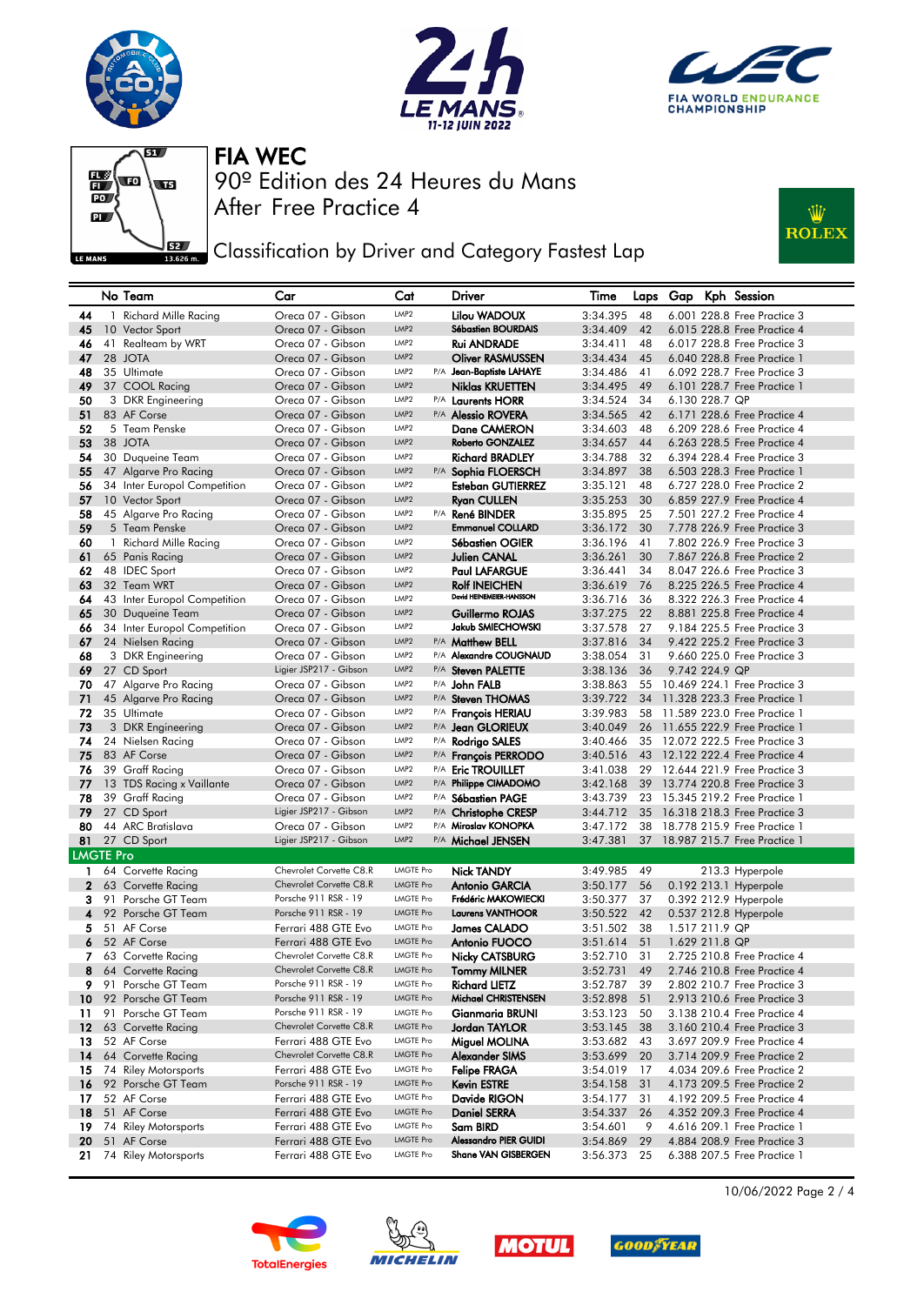# FIA WEC

## 90º Edition des 24 Heures du Mans
## After Free Practice 4

### Classification by Driver and Category Fastest Lap

| | No | Team | Car | Cat | | Driver | Time | Laps | Gap | Kph | Session |
|---|---|---|---|---|---|---|---|---|---|---|---|
| 44 | 1 | Richard Mille Racing | Oreca 07 - Gibson | LMP2 | | Lilou WADOUX | 3:34.395 | 48 | 6.001 | 228.8 | Free Practice 3 |
| 45 | 10 | Vector Sport | Oreca 07 - Gibson | LMP2 | | Sébastien BOURDAIS | 3:34.409 | 42 | 6.015 | 228.8 | Free Practice 4 |
| 46 | 41 | Realteam by WRT | Oreca 07 - Gibson | LMP2 | | Rui ANDRADE | 3:34.411 | 48 | 6.017 | 228.8 | Free Practice 3 |
| 47 | 28 | JOTA | Oreca 07 - Gibson | LMP2 | | Oliver RASMUSSEN | 3:34.434 | 45 | 6.040 | 228.8 | Free Practice 1 |
| 48 | 35 | Ultimate | Oreca 07 - Gibson | LMP2 | P/A | Jean-Baptiste LAHAYE | 3:34.486 | 41 | 6.092 | 228.7 | Free Practice 3 |
| 49 | 37 | COOL Racing | Oreca 07 - Gibson | LMP2 | | Niklas KRUETTEN | 3:34.495 | 49 | 6.101 | 228.7 | Free Practice 1 |
| 50 | 3 | DKR Engineering | Oreca 07 - Gibson | LMP2 | P/A | Laurents HORR | 3:34.524 | 34 | 6.130 | 228.7 | QP |
| 51 | 83 | AF Corse | Oreca 07 - Gibson | LMP2 | P/A | Alessio ROVERA | 3:34.565 | 42 | 6.171 | 228.6 | Free Practice 4 |
| 52 | 5 | Team Penske | Oreca 07 - Gibson | LMP2 | | Dane CAMERON | 3:34.603 | 48 | 6.209 | 228.6 | Free Practice 4 |
| 53 | 38 | JOTA | Oreca 07 - Gibson | LMP2 | | Roberto GONZALEZ | 3:34.657 | 44 | 6.263 | 228.5 | Free Practice 4 |
| 54 | 30 | Duqueine Team | Oreca 07 - Gibson | LMP2 | | Richard BRADLEY | 3:34.788 | 32 | 6.394 | 228.4 | Free Practice 3 |
| 55 | 47 | Algarve Pro Racing | Oreca 07 - Gibson | LMP2 | P/A | Sophia FLOERSCH | 3:34.897 | 38 | 6.503 | 228.3 | Free Practice 1 |
| 56 | 34 | Inter Europol Competition | Oreca 07 - Gibson | LMP2 | | Esteban GUTIERREZ | 3:35.121 | 48 | 6.727 | 228.0 | Free Practice 2 |
| 57 | 10 | Vector Sport | Oreca 07 - Gibson | LMP2 | | Ryan CULLEN | 3:35.253 | 30 | 6.859 | 227.9 | Free Practice 4 |
| 58 | 45 | Algarve Pro Racing | Oreca 07 - Gibson | LMP2 | P/A | René BINDER | 3:35.895 | 25 | 7.501 | 227.2 | Free Practice 4 |
| 59 | 5 | Team Penske | Oreca 07 - Gibson | LMP2 | | Emmanuel COLLARD | 3:36.172 | 30 | 7.778 | 226.9 | Free Practice 3 |
| 60 | 1 | Richard Mille Racing | Oreca 07 - Gibson | LMP2 | | Sébastien OGIER | 3:36.196 | 41 | 7.802 | 226.9 | Free Practice 3 |
| 61 | 65 | Panis Racing | Oreca 07 - Gibson | LMP2 | | Julien CANAL | 3:36.261 | 30 | 7.867 | 226.8 | Free Practice 2 |
| 62 | 48 | IDEC Sport | Oreca 07 - Gibson | LMP2 | | Paul LAFARGUE | 3:36.441 | 34 | 8.047 | 226.6 | Free Practice 3 |
| 63 | 32 | Team WRT | Oreca 07 - Gibson | LMP2 | | Rolf INEICHEN | 3:36.619 | 76 | 8.225 | 226.5 | Free Practice 4 |
| 64 | 43 | Inter Europol Competition | Oreca 07 - Gibson | LMP2 | | David HEINEMEIER-HANSSON | 3:36.716 | 36 | 8.322 | 226.3 | Free Practice 4 |
| 65 | 30 | Duqueine Team | Oreca 07 - Gibson | LMP2 | | Guillermo ROJAS | 3:37.275 | 22 | 8.881 | 225.8 | Free Practice 4 |
| 66 | 34 | Inter Europol Competition | Oreca 07 - Gibson | LMP2 | | Jakub SMIECHOWSKI | 3:37.578 | 27 | 9.184 | 225.5 | Free Practice 3 |
| 67 | 24 | Nielsen Racing | Oreca 07 - Gibson | LMP2 | P/A | Matthew BELL | 3:37.816 | 34 | 9.422 | 225.2 | Free Practice 3 |
| 68 | 3 | DKR Engineering | Oreca 07 - Gibson | LMP2 | P/A | Alexandre COUGNAUD | 3:38.054 | 31 | 9.660 | 225.0 | Free Practice 3 |
| 69 | 27 | CD Sport | Ligier JSP217 - Gibson | LMP2 | P/A | Steven PALETTE | 3:38.136 | 36 | 9.742 | 224.9 | QP |
| 70 | 47 | Algarve Pro Racing | Oreca 07 - Gibson | LMP2 | P/A | John FALB | 3:38.863 | 55 | 10.469 | 224.1 | Free Practice 3 |
| 71 | 45 | Algarve Pro Racing | Oreca 07 - Gibson | LMP2 | P/A | Steven THOMAS | 3:39.722 | 34 | 11.328 | 223.3 | Free Practice 1 |
| 72 | 35 | Ultimate | Oreca 07 - Gibson | LMP2 | P/A | François HERIAU | 3:39.983 | 58 | 11.589 | 223.0 | Free Practice 1 |
| 73 | 3 | DKR Engineering | Oreca 07 - Gibson | LMP2 | P/A | Jean GLORIEUX | 3:40.049 | 26 | 11.655 | 222.9 | Free Practice 1 |
| 74 | 24 | Nielsen Racing | Oreca 07 - Gibson | LMP2 | P/A | Rodrigo SALES | 3:40.466 | 35 | 12.072 | 222.5 | Free Practice 3 |
| 75 | 83 | AF Corse | Oreca 07 - Gibson | LMP2 | P/A | François PERRODO | 3:40.516 | 43 | 12.122 | 222.4 | Free Practice 4 |
| 76 | 39 | Graff Racing | Oreca 07 - Gibson | LMP2 | P/A | Eric TROUILLET | 3:41.038 | 29 | 12.644 | 221.9 | Free Practice 3 |
| 77 | 13 | TDS Racing x Vaillante | Oreca 07 - Gibson | LMP2 | P/A | Philippe CIMADOMO | 3:42.168 | 39 | 13.774 | 220.8 | Free Practice 3 |
| 78 | 39 | Graff Racing | Oreca 07 - Gibson | LMP2 | P/A | Sébastien PAGE | 3:43.739 | 23 | 15.345 | 219.2 | Free Practice 1 |
| 79 | 27 | CD Sport | Ligier JSP217 - Gibson | LMP2 | P/A | Christophe CRESP | 3:44.712 | 35 | 16.318 | 218.3 | Free Practice 3 |
| 80 | 44 | ARC Bratislava | Oreca 07 - Gibson | LMP2 | P/A | Miroslav KONOPKA | 3:47.172 | 38 | 18.778 | 215.9 | Free Practice 1 |
| 81 | 27 | CD Sport | Ligier JSP217 - Gibson | LMP2 | P/A | Michael JENSEN | 3:47.381 | 37 | 18.987 | 215.7 | Free Practice 1 |
| **LMGTE Pro** | | | | | | | | | | | |
| 1 | 64 | Corvette Racing | Chevrolet Corvette C8.R | LMGTE Pro | | Nick TANDY | 3:49.985 | 49 | | 213.3 | Hyperpole |
| 2 | 63 | Corvette Racing | Chevrolet Corvette C8.R | LMGTE Pro | | Antonio GARCIA | 3:50.177 | 56 | 0.192 | 213.1 | Hyperpole |
| 3 | 91 | Porsche GT Team | Porsche 911 RSR - 19 | LMGTE Pro | | Frédéric MAKOWIECKI | 3:50.377 | 37 | 0.392 | 212.9 | Hyperpole |
| 4 | 92 | Porsche GT Team | Porsche 911 RSR - 19 | LMGTE Pro | | Laurens VANTHOOR | 3:50.522 | 42 | 0.537 | 212.8 | Hyperpole |
| 5 | 51 | AF Corse | Ferrari 488 GTE Evo | LMGTE Pro | | James CALADO | 3:51.502 | 38 | 1.517 | 211.9 | QP |
| 6 | 52 | AF Corse | Ferrari 488 GTE Evo | LMGTE Pro | | Antonio FUOCO | 3:51.614 | 51 | 1.629 | 211.8 | QP |
| 7 | 63 | Corvette Racing | Chevrolet Corvette C8.R | LMGTE Pro | | Nicky CATSBURG | 3:52.710 | 31 | 2.725 | 210.8 | Free Practice 4 |
| 8 | 64 | Corvette Racing | Chevrolet Corvette C8.R | LMGTE Pro | | Tommy MILNER | 3:52.731 | 49 | 2.746 | 210.8 | Free Practice 4 |
| 9 | 91 | Porsche GT Team | Porsche 911 RSR - 19 | LMGTE Pro | | Richard LIETZ | 3:52.787 | 39 | 2.802 | 210.7 | Free Practice 3 |
| 10 | 92 | Porsche GT Team | Porsche 911 RSR - 19 | LMGTE Pro | | Michael CHRISTENSEN | 3:52.898 | 51 | 2.913 | 210.6 | Free Practice 3 |
| 11 | 91 | Porsche GT Team | Porsche 911 RSR - 19 | LMGTE Pro | | Gianmaria BRUNI | 3:53.123 | 50 | 3.138 | 210.4 | Free Practice 4 |
| 12 | 63 | Corvette Racing | Chevrolet Corvette C8.R | LMGTE Pro | | Jordan TAYLOR | 3:53.145 | 38 | 3.160 | 210.4 | Free Practice 3 |
| 13 | 52 | AF Corse | Ferrari 488 GTE Evo | LMGTE Pro | | Miguel MOLINA | 3:53.682 | 43 | 3.697 | 209.9 | Free Practice 4 |
| 14 | 64 | Corvette Racing | Chevrolet Corvette C8.R | LMGTE Pro | | Alexander SIMS | 3:53.699 | 20 | 3.714 | 209.9 | Free Practice 2 |
| 15 | 74 | Riley Motorsports | Ferrari 488 GTE Evo | LMGTE Pro | | Felipe FRAGA | 3:54.019 | 17 | 4.034 | 209.6 | Free Practice 2 |
| 16 | 92 | Porsche GT Team | Porsche 911 RSR - 19 | LMGTE Pro | | Kevin ESTRE | 3:54.158 | 31 | 4.173 | 209.5 | Free Practice 2 |
| 17 | 52 | AF Corse | Ferrari 488 GTE Evo | LMGTE Pro | | Davide RIGON | 3:54.177 | 31 | 4.192 | 209.5 | Free Practice 4 |
| 18 | 51 | AF Corse | Ferrari 488 GTE Evo | LMGTE Pro | | Daniel SERRA | 3:54.337 | 26 | 4.352 | 209.3 | Free Practice 4 |
| 19 | 74 | Riley Motorsports | Ferrari 488 GTE Evo | LMGTE Pro | | Sam BIRD | 3:54.601 | 9 | 4.616 | 209.1 | Free Practice 1 |
| 20 | 51 | AF Corse | Ferrari 488 GTE Evo | LMGTE Pro | | Alessandro PIER GUIDI | 3:54.869 | 29 | 4.884 | 208.9 | Free Practice 3 |
| 21 | 74 | Riley Motorsports | Ferrari 488 GTE Evo | LMGTE Pro | | Shane VAN GISBERGEN | 3:56.373 | 25 | 6.388 | 207.5 | Free Practice 1 |

10/06/2022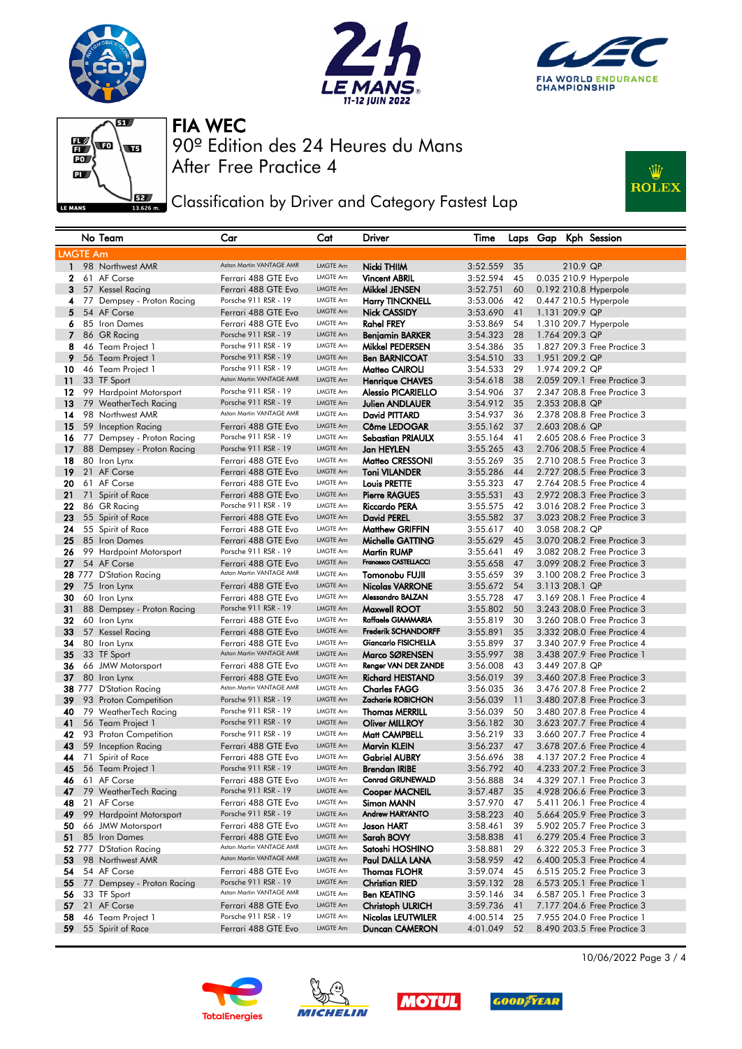# FIA WEC

90º Edition des 24 Heures du Mans

After Free Practice 4

## Classification by Driver and Category Fastest Lap

| | No | Team | Car | Cat | Driver | Time | Laps | Gap | Kph | Session |
|---|---|---|---|---|---|---|---|---|---|---|
| **LMGTE Am** | | | | | | | | | | |
| 1 | 98 | Northwest AMR | Aston Martin VANTAGE AMR | LMGTE Am | Nicki THIIM | 3:52.559 | 35 | | 210.9 | QP |
| 2 | 61 | AF Corse | Ferrari 488 GTE Evo | LMGTE Am | Vincent ABRIL | 3:52.594 | 45 | 0.035 | 210.9 | Hyperpole |
| 3 | 57 | Kessel Racing | Ferrari 488 GTE Evo | LMGTE Am | Mikkel JENSEN | 3:52.751 | 60 | 0.192 | 210.8 | Hyperpole |
| 4 | 77 | Dempsey - Proton Racing | Porsche 911 RSR - 19 | LMGTE Am | Harry TINCKNELL | 3:53.006 | 42 | 0.447 | 210.5 | Hyperpole |
| 5 | 54 | AF Corse | Ferrari 488 GTE Evo | LMGTE Am | Nick CASSIDY | 3:53.690 | 41 | 1.131 | 209.9 | QP |
| 6 | 85 | Iron Dames | Ferrari 488 GTE Evo | LMGTE Am | Rahel FREY | 3:53.869 | 54 | 1.310 | 209.7 | Hyperpole |
| 7 | 86 | GR Racing | Porsche 911 RSR - 19 | LMGTE Am | Benjamin BARKER | 3:54.323 | 28 | 1.764 | 209.3 | QP |
| 8 | 46 | Team Project 1 | Porsche 911 RSR - 19 | LMGTE Am | Mikkel PEDERSEN | 3:54.386 | 35 | 1.827 | 209.3 | Free Practice 3 |
| 9 | 56 | Team Project 1 | Porsche 911 RSR - 19 | LMGTE Am | Ben BARNICOAT | 3:54.510 | 33 | 1.951 | 209.2 | QP |
| 10 | 46 | Team Project 1 | Porsche 911 RSR - 19 | LMGTE Am | Matteo CAIROLI | 3:54.533 | 29 | 1.974 | 209.2 | QP |
| 11 | 33 | TF Sport | Aston Martin VANTAGE AMR | LMGTE Am | Henrique CHAVES | 3:54.618 | 38 | 2.059 | 209.1 | Free Practice 3 |
| 12 | 99 | Hardpoint Motorsport | Porsche 911 RSR - 19 | LMGTE Am | Alessio PICARIELLO | 3:54.906 | 37 | 2.347 | 208.8 | Free Practice 3 |
| 13 | 79 | WeatherTech Racing | Porsche 911 RSR - 19 | LMGTE Am | Julien ANDLAUER | 3:54.912 | 35 | 2.353 | 208.8 | QP |
| 14 | 98 | Northwest AMR | Aston Martin VANTAGE AMR | LMGTE Am | David PITTARD | 3:54.937 | 36 | 2.378 | 208.8 | Free Practice 3 |
| 15 | 59 | Inception Racing | Ferrari 488 GTE Evo | LMGTE Am | Côme LEDOGAR | 3:55.162 | 37 | 2.603 | 208.6 | QP |
| 16 | 77 | Dempsey - Proton Racing | Porsche 911 RSR - 19 | LMGTE Am | Sebastian PRIAULX | 3:55.164 | 41 | 2.605 | 208.6 | Free Practice 3 |
| 17 | 88 | Dempsey - Proton Racing | Porsche 911 RSR - 19 | LMGTE Am | Jan HEYLEN | 3:55.265 | 43 | 2.706 | 208.5 | Free Practice 4 |
| 18 | 80 | Iron Lynx | Ferrari 488 GTE Evo | LMGTE Am | Matteo CRESSONI | 3:55.269 | 35 | 2.710 | 208.5 | Free Practice 3 |
| 19 | 21 | AF Corse | Ferrari 488 GTE Evo | LMGTE Am | Toni VILANDER | 3:55.286 | 44 | 2.727 | 208.5 | Free Practice 3 |
| 20 | 61 | AF Corse | Ferrari 488 GTE Evo | LMGTE Am | Louis PRETTE | 3:55.323 | 47 | 2.764 | 208.5 | Free Practice 4 |
| 21 | 71 | Spirit of Race | Ferrari 488 GTE Evo | LMGTE Am | Pierre RAGUES | 3:55.531 | 43 | 2.972 | 208.3 | Free Practice 3 |
| 22 | 86 | GR Racing | Porsche 911 RSR - 19 | LMGTE Am | Riccardo PERA | 3:55.575 | 42 | 3.016 | 208.2 | Free Practice 3 |
| 23 | 55 | Spirit of Race | Ferrari 488 GTE Evo | LMGTE Am | David PEREL | 3:55.582 | 37 | 3.023 | 208.2 | Free Practice 3 |
| 24 | 55 | Spirit of Race | Ferrari 488 GTE Evo | LMGTE Am | Matthew GRIFFIN | 3:55.617 | 40 | 3.058 | 208.2 | QP |
| 25 | 85 | Iron Dames | Ferrari 488 GTE Evo | LMGTE Am | Michelle GATTING | 3:55.629 | 45 | 3.070 | 208.2 | Free Practice 3 |
| 26 | 99 | Hardpoint Motorsport | Porsche 911 RSR - 19 | LMGTE Am | Martin RUMP | 3:55.641 | 49 | 3.082 | 208.2 | Free Practice 3 |
| 27 | 54 | AF Corse | Ferrari 488 GTE Evo | LMGTE Am | Francesco CASTELLACCI | 3:55.658 | 47 | 3.099 | 208.2 | Free Practice 3 |
| 28 | 777 | D'Station Racing | Aston Martin VANTAGE AMR | LMGTE Am | Tomonobu FUJII | 3:55.659 | 39 | 3.100 | 208.2 | Free Practice 3 |
| 29 | 75 | Iron Lynx | Ferrari 488 GTE Evo | LMGTE Am | Nicolas VARRONE | 3:55.672 | 54 | 3.113 | 208.1 | QP |
| 30 | 60 | Iron Lynx | Ferrari 488 GTE Evo | LMGTE Am | Alessandro BALZAN | 3:55.728 | 47 | 3.169 | 208.1 | Free Practice 4 |
| 31 | 88 | Dempsey - Proton Racing | Porsche 911 RSR - 19 | LMGTE Am | Maxwell ROOT | 3:55.802 | 50 | 3.243 | 208.0 | Free Practice 3 |
| 32 | 60 | Iron Lynx | Ferrari 488 GTE Evo | LMGTE Am | Raffaele GIAMMARIA | 3:55.819 | 30 | 3.260 | 208.0 | Free Practice 3 |
| 33 | 57 | Kessel Racing | Ferrari 488 GTE Evo | LMGTE Am | Frederik SCHANDORFF | 3:55.891 | 35 | 3.332 | 208.0 | Free Practice 4 |
| 34 | 80 | Iron Lynx | Ferrari 488 GTE Evo | LMGTE Am | Giancarlo FISICHELLA | 3:55.899 | 37 | 3.340 | 207.9 | Free Practice 4 |
| 35 | 33 | TF Sport | Aston Martin VANTAGE AMR | LMGTE Am | Marco SØRENSEN | 3:55.997 | 38 | 3.438 | 207.9 | Free Practice 1 |
| 36 | 66 | JMW Motorsport | Ferrari 488 GTE Evo | LMGTE Am | Renger VAN DER ZANDE | 3:56.008 | 43 | 3.449 | 207.8 | QP |
| 37 | 80 | Iron Lynx | Ferrari 488 GTE Evo | LMGTE Am | Richard HEISTAND | 3:56.019 | 39 | 3.460 | 207.8 | Free Practice 3 |
| 38 | 777 | D'Station Racing | Aston Martin VANTAGE AMR | LMGTE Am | Charles FAGG | 3:56.035 | 36 | 3.476 | 207.8 | Free Practice 2 |
| 39 | 93 | Proton Competition | Porsche 911 RSR - 19 | LMGTE Am | Zacharie ROBICHON | 3:56.039 | 11 | 3.480 | 207.8 | Free Practice 3 |
| 40 | 79 | WeatherTech Racing | Porsche 911 RSR - 19 | LMGTE Am | Thomas MERRILL | 3:56.039 | 50 | 3.480 | 207.8 | Free Practice 4 |
| 41 | 56 | Team Project 1 | Porsche 911 RSR - 19 | LMGTE Am | Oliver MILLROY | 3:56.182 | 30 | 3.623 | 207.7 | Free Practice 4 |
| 42 | 93 | Proton Competition | Porsche 911 RSR - 19 | LMGTE Am | Matt CAMPBELL | 3:56.219 | 33 | 3.660 | 207.7 | Free Practice 4 |
| 43 | 59 | Inception Racing | Ferrari 488 GTE Evo | LMGTE Am | Marvin KLEIN | 3:56.237 | 47 | 3.678 | 207.6 | Free Practice 4 |
| 44 | 71 | Spirit of Race | Ferrari 488 GTE Evo | LMGTE Am | Gabriel AUBRY | 3:56.696 | 38 | 4.137 | 207.2 | Free Practice 4 |
| 45 | 56 | Team Project 1 | Porsche 911 RSR - 19 | LMGTE Am | Brendan IRIBE | 3:56.792 | 40 | 4.233 | 207.2 | Free Practice 3 |
| 46 | 61 | AF Corse | Ferrari 488 GTE Evo | LMGTE Am | Conrad GRUNEWALD | 3:56.888 | 34 | 4.329 | 207.1 | Free Practice 3 |
| 47 | 79 | WeatherTech Racing | Porsche 911 RSR - 19 | LMGTE Am | Cooper MACNEIL | 3:57.487 | 35 | 4.928 | 206.6 | Free Practice 3 |
| 48 | 21 | AF Corse | Ferrari 488 GTE Evo | LMGTE Am | Simon MANN | 3:57.970 | 47 | 5.411 | 206.1 | Free Practice 4 |
| 49 | 99 | Hardpoint Motorsport | Porsche 911 RSR - 19 | LMGTE Am | Andrew HARYANTO | 3:58.223 | 40 | 5.664 | 205.9 | Free Practice 3 |
| 50 | 66 | JMW Motorsport | Ferrari 488 GTE Evo | LMGTE Am | Jason HART | 3:58.461 | 39 | 5.902 | 205.7 | Free Practice 3 |
| 51 | 85 | Iron Dames | Ferrari 488 GTE Evo | LMGTE Am | Sarah BOVY | 3:58.838 | 41 | 6.279 | 205.4 | Free Practice 3 |
| 52 | 777 | D'Station Racing | Aston Martin VANTAGE AMR | LMGTE Am | Satoshi HOSHINO | 3:58.881 | 29 | 6.322 | 205.3 | Free Practice 3 |
| 53 | 98 | Northwest AMR | Aston Martin VANTAGE AMR | LMGTE Am | Paul DALLA LANA | 3:58.959 | 42 | 6.400 | 205.3 | Free Practice 4 |
| 54 | 54 | AF Corse | Ferrari 488 GTE Evo | LMGTE Am | Thomas FLOHR | 3:59.074 | 45 | 6.515 | 205.2 | Free Practice 3 |
| 55 | 77 | Dempsey - Proton Racing | Porsche 911 RSR - 19 | LMGTE Am | Christian RIED | 3:59.132 | 28 | 6.573 | 205.1 | Free Practice 1 |
| 56 | 33 | TF Sport | Aston Martin VANTAGE AMR | LMGTE Am | Ben KEATING | 3:59.146 | 34 | 6.587 | 205.1 | Free Practice 3 |
| 57 | 21 | AF Corse | Ferrari 488 GTE Evo | LMGTE Am | Christoph ULRICH | 3:59.736 | 41 | 7.177 | 204.6 | Free Practice 3 |
| 58 | 46 | Team Project 1 | Porsche 911 RSR - 19 | LMGTE Am | Nicolas LEUTWILER | 4:00.514 | 25 | 7.955 | 204.0 | Free Practice 1 |
| 59 | 55 | Spirit of Race | Ferrari 488 GTE Evo | LMGTE Am | Duncan CAMERON | 4:01.049 | 52 | 8.490 | 203.5 | Free Practice 3 |

10/06/2022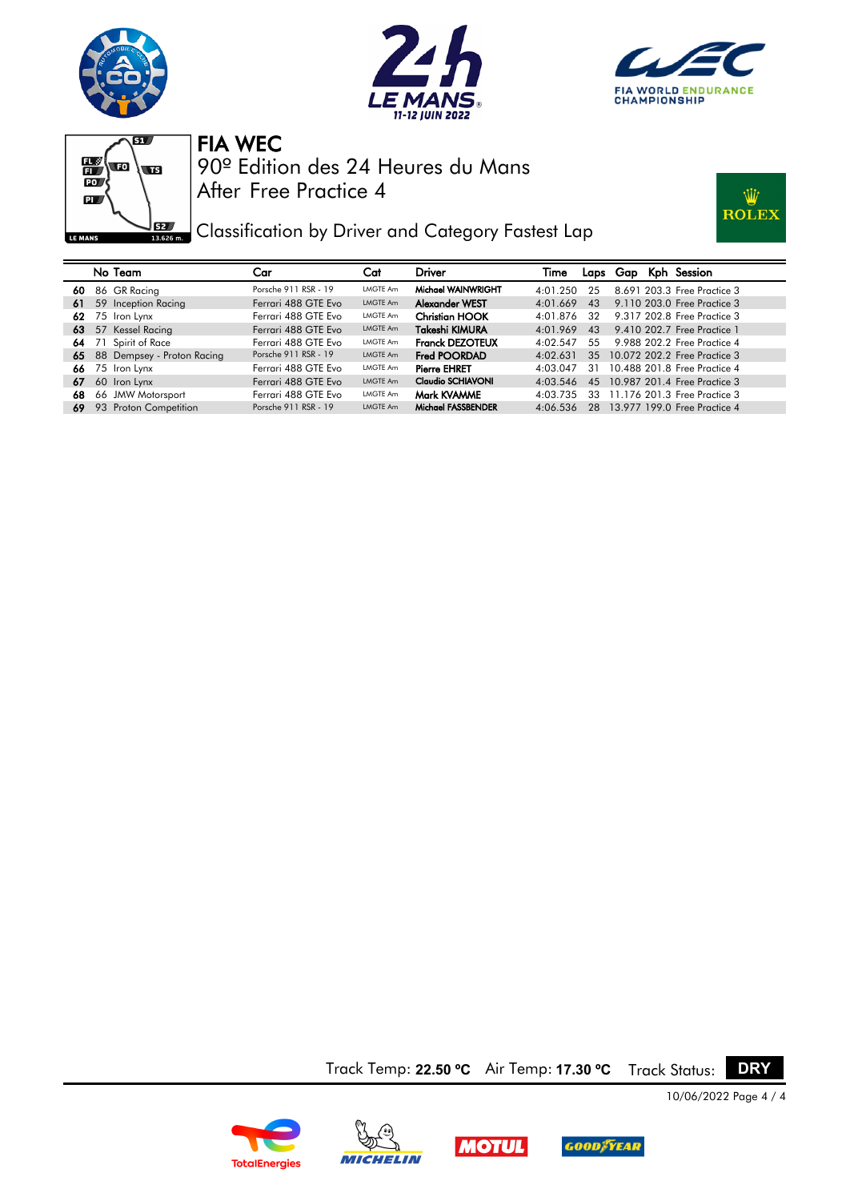# FIA WEC

## 90º Edition des 24 Heures du Mans

## After Free Practice 4

### Classification by Driver and Category Fastest Lap

| | No | Team | Car | Cat | Driver | Time | Laps | Gap | Kph | Session |
|---|---|---|---|---|---|---|---|---|---|---|
| 60 | 86 | GR Racing | Porsche 911 RSR - 19 | LMGTE Am | Michael WAINWRIGHT | 4:01.250 | 25 | 8.691 | 203.3 | Free Practice 3 |
| 61 | 59 | Inception Racing | Ferrari 488 GTE Evo | LMGTE Am | Alexander WEST | 4:01.669 | 43 | 9.110 | 203.0 | Free Practice 3 |
| 62 | 75 | Iron Lynx | Ferrari 488 GTE Evo | LMGTE Am | Christian HOOK | 4:01.876 | 32 | 9.317 | 202.8 | Free Practice 3 |
| 63 | 57 | Kessel Racing | Ferrari 488 GTE Evo | LMGTE Am | Takeshi KIMURA | 4:01.969 | 43 | 9.410 | 202.7 | Free Practice 1 |
| 64 | 71 | Spirit of Race | Ferrari 488 GTE Evo | LMGTE Am | Franck DEZOTEUX | 4:02.547 | 55 | 9.988 | 202.2 | Free Practice 4 |
| 65 | 88 | Dempsey - Proton Racing | Porsche 911 RSR - 19 | LMGTE Am | Fred POORDAD | 4:02.631 | 35 | 10.072 | 202.2 | Free Practice 3 |
| 66 | 75 | Iron Lynx | Ferrari 488 GTE Evo | LMGTE Am | Pierre EHRET | 4:03.047 | 31 | 10.488 | 201.8 | Free Practice 4 |
| 67 | 60 | Iron Lynx | Ferrari 488 GTE Evo | LMGTE Am | Claudio SCHIAVONI | 4:03.546 | 45 | 10.987 | 201.4 | Free Practice 3 |
| 68 | 66 | JMW Motorsport | Ferrari 488 GTE Evo | LMGTE Am | Mark KVAMME | 4:03.735 | 33 | 11.176 | 201.3 | Free Practice 3 |
| 69 | 93 | Proton Competition | Porsche 911 RSR - 19 | LMGTE Am | Michael FASSBENDER | 4:06.536 | 28 | 13.977 | 199.0 | Free Practice 4 |

Track Temp: **22.50 ºC** Air Temp: **17.30 ºC** Track Status: **DRY**

10/06/2022